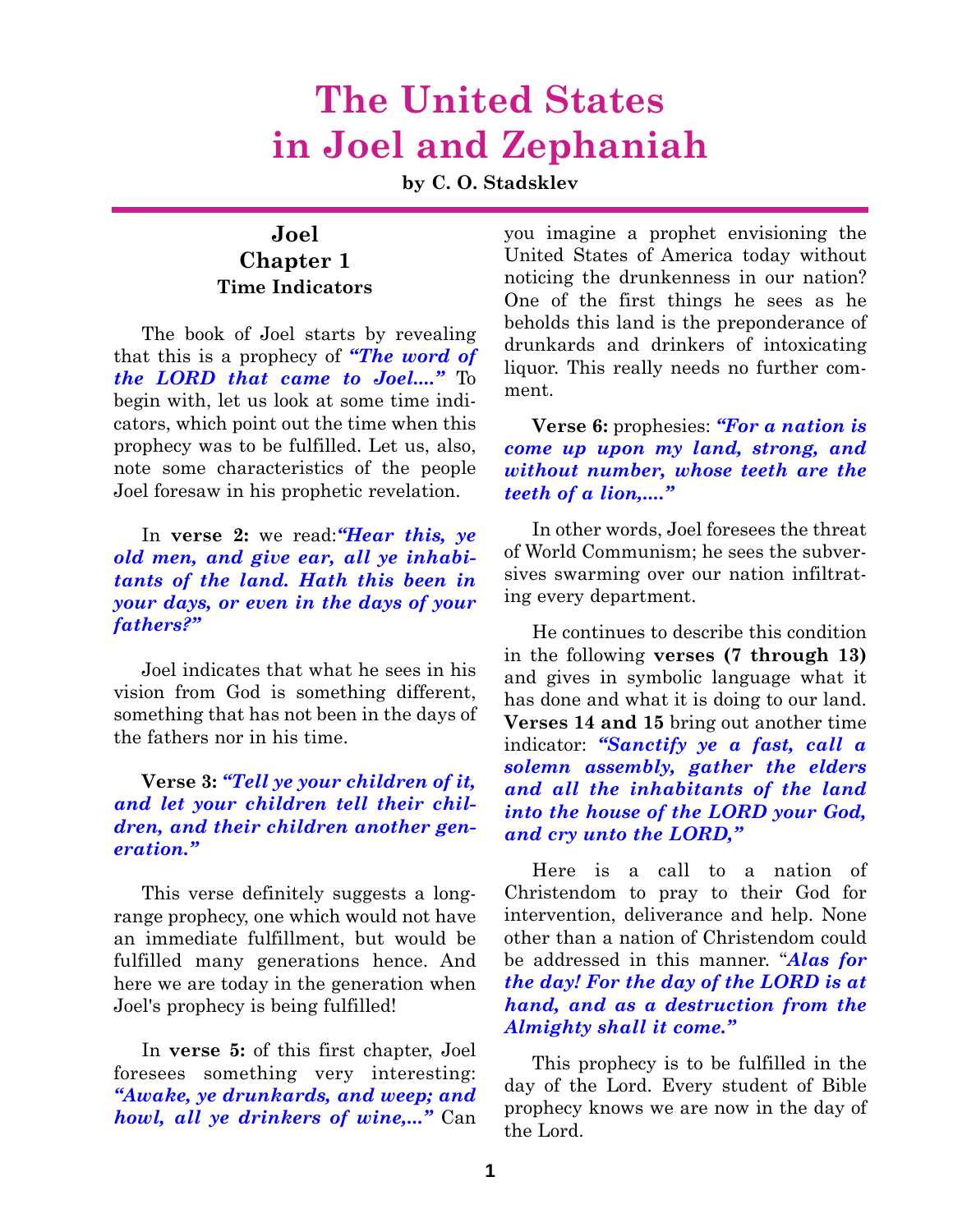# The United States in Joel and Zephaniah

**by C. O. Stadsklev**

## Joel
## Chapter 1
### Time Indicators

The book of Joel starts by revealing that this is a prophecy of ***"The word of the LORD that came to Joel...."*** To begin with, let us look at some time indicators, which point out the time when this prophecy was to be fulfilled. Let us, also, note some characteristics of the people Joel foresaw in his prophetic revelation.

In **verse 2:** we read:***"Hear this, ye old men, and give ear, all ye inhabitants of the land. Hath this been in your days, or even in the days of your fathers?"***

Joel indicates that what he sees in his vision from God is something different, something that has not been in the days of the fathers nor in his time.

**Verse 3:** ***"Tell ye your children of it, and let your children tell their children, and their children another generation."***

This verse definitely suggests a long-range prophecy, one which would not have an immediate fulfillment, but would be fulfilled many generations hence. And here we are today in the generation when Joel's prophecy is being fulfilled!

In **verse 5:** of this first chapter, Joel foresees something very interesting: ***"Awake, ye drunkards, and weep; and howl, all ye drinkers of wine,..."*** Can you imagine a prophet envisioning the United States of America today without noticing the drunkenness in our nation? One of the first things he sees as he beholds this land is the preponderance of drunkards and drinkers of intoxicating liquor. This really needs no further comment.

**Verse 6:** prophesies: ***"For a nation is come up upon my land, strong, and without number, whose teeth are the teeth of a lion,...."***

In other words, Joel foresees the threat of World Communism; he sees the subversives swarming over our nation infiltrating every department.

He continues to describe this condition in the following **verses (7 through 13)** and gives in symbolic language what it has done and what it is doing to our land. **Verses 14 and 15** bring out another time indicator: ***"Sanctify ye a fast, call a solemn assembly, gather the elders and all the inhabitants of the land into the house of the LORD your God, and cry unto the LORD,"***

Here is a call to a nation of Christendom to pray to their God for intervention, deliverance and help. None other than a nation of Christendom could be addressed in this manner. "***Alas for the day! For the day of the LORD is at hand, and as a destruction from the Almighty shall it come."***

This prophecy is to be fulfilled in the day of the Lord. Every student of Bible prophecy knows we are now in the day of the Lord.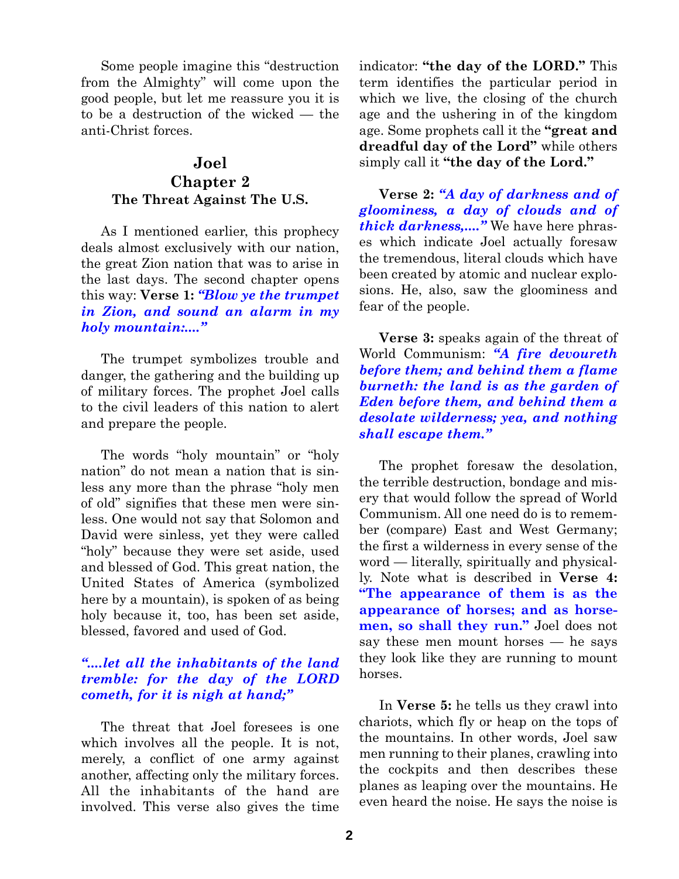Some people imagine this "destruction from the Almighty" will come upon the good people, but let me reassure you it is to be a destruction of the wicked — the anti-Christ forces.

## Joel
## Chapter 2
### The Threat Against The U.S.

As I mentioned earlier, this prophecy deals almost exclusively with our nation, the great Zion nation that was to arise in the last days. The second chapter opens this way: **Verse 1:** ***"Blow ye the trumpet in Zion, and sound an alarm in my holy mountain:...."***

The trumpet symbolizes trouble and danger, the gathering and the building up of military forces. The prophet Joel calls to the civil leaders of this nation to alert and prepare the people.

The words "holy mountain" or "holy nation" do not mean a nation that is sinless any more than the phrase "holy men of old" signifies that these men were sinless. One would not say that Solomon and David were sinless, yet they were called "holy" because they were set aside, used and blessed of God. This great nation, the United States of America (symbolized here by a mountain), is spoken of as being holy because it, too, has been set aside, blessed, favored and used of God.

***"....let all the inhabitants of the land tremble: for the day of the LORD cometh, for it is nigh at hand;"***

The threat that Joel foresees is one which involves all the people. It is not, merely, a conflict of one army against another, affecting only the military forces. All the inhabitants of the hand are involved. This verse also gives the time indicator: **"the day of the LORD."** This term identifies the particular period in which we live, the closing of the church age and the ushering in of the kingdom age. Some prophets call it the **"great and dreadful day of the Lord"** while others simply call it **"the day of the Lord."**

**Verse 2:** ***"A day of darkness and of gloominess, a day of clouds and of thick darkness,...."*** We have here phrases which indicate Joel actually foresaw the tremendous, literal clouds which have been created by atomic and nuclear explosions. He, also, saw the gloominess and fear of the people.

**Verse 3:** speaks again of the threat of World Communism: ***"A fire devoureth before them; and behind them a flame burneth: the land is as the garden of Eden before them, and behind them a desolate wilderness; yea, and nothing shall escape them."***

The prophet foresaw the desolation, the terrible destruction, bondage and misery that would follow the spread of World Communism. All one need do is to remember (compare) East and West Germany; the first a wilderness in every sense of the word — literally, spiritually and physically. Note what is described in **Verse 4: "The appearance of them is as the appearance of horses; and as horsemen, so shall they run."** Joel does not say these men mount horses — he says they look like they are running to mount horses.

In **Verse 5:** he tells us they crawl into chariots, which fly or heap on the tops of the mountains. In other words, Joel saw men running to their planes, crawling into the cockpits and then describes these planes as leaping over the mountains. He even heard the noise. He says the noise is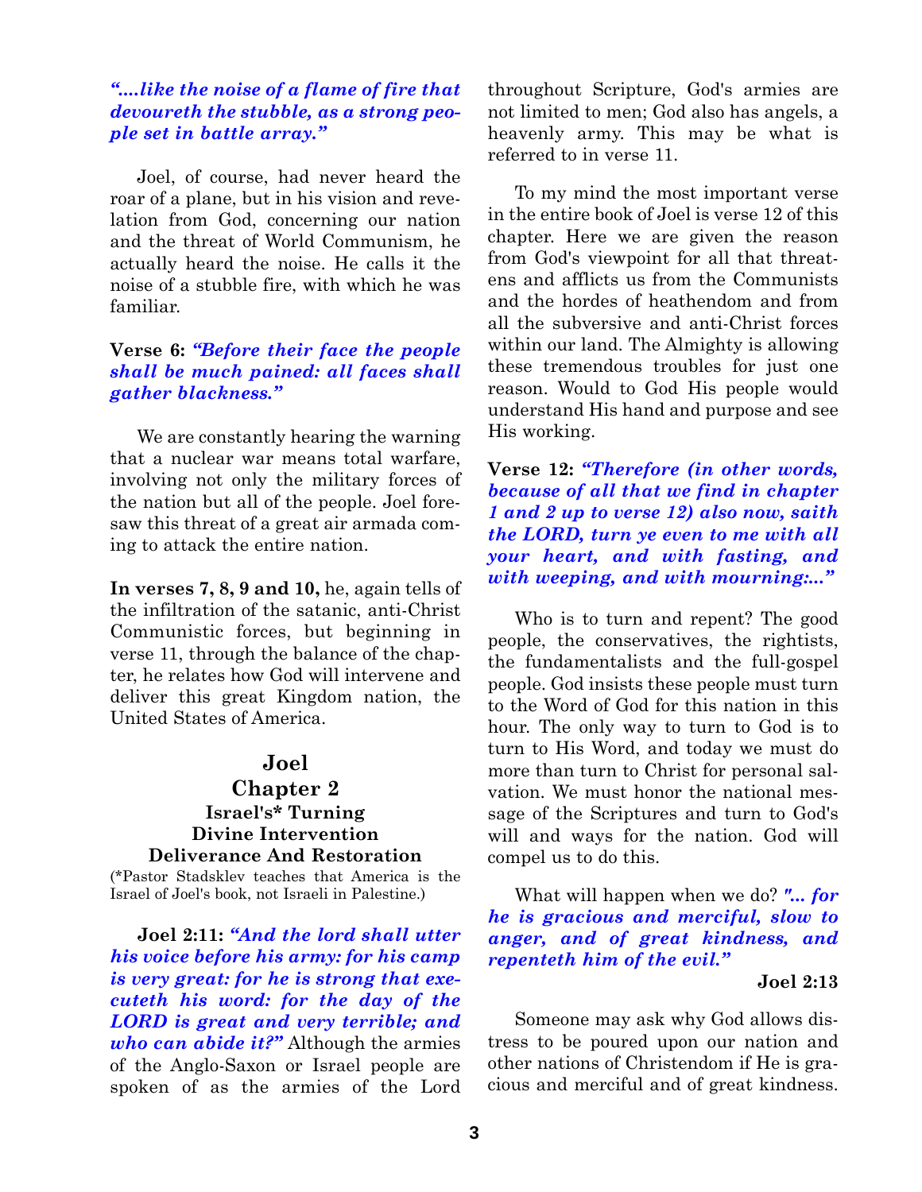***"....like the noise of a flame of fire that devoureth the stubble, as a strong people set in battle array."***

Joel, of course, had never heard the roar of a plane, but in his vision and revelation from God, concerning our nation and the threat of World Communism, he actually heard the noise. He calls it the noise of a stubble fire, with which he was familiar.

**Verse 6:** ***"Before their face the people shall be much pained: all faces shall gather blackness."***

We are constantly hearing the warning that a nuclear war means total warfare, involving not only the military forces of the nation but all of the people. Joel foresaw this threat of a great air armada coming to attack the entire nation.

**In verses 7, 8, 9 and 10,** he, again tells of the infiltration of the satanic, anti-Christ Communistic forces, but beginning in verse 11, through the balance of the chapter, he relates how God will intervene and deliver this great Kingdom nation, the United States of America.

## Joel
## Chapter 2
### Israel's* Turning
### Divine Intervention
### Deliverance And Restoration

(*Pastor Stadsklev teaches that America is the Israel of Joel's book, not Israeli in Palestine.)

**Joel 2:11:** ***"And the lord shall utter his voice before his army: for his camp is very great: for he is strong that executeth his word: for the day of the LORD is great and very terrible; and who can abide it?"*** Although the armies of the Anglo-Saxon or Israel people are spoken of as the armies of the Lord throughout Scripture, God's armies are not limited to men; God also has angels, a heavenly army. This may be what is referred to in verse 11.

To my mind the most important verse in the entire book of Joel is verse 12 of this chapter. Here we are given the reason from God's viewpoint for all that threatens and afflicts us from the Communists and the hordes of heathendom and from all the subversive and anti-Christ forces within our land. The Almighty is allowing these tremendous troubles for just one reason. Would to God His people would understand His hand and purpose and see His working.

**Verse 12:** ***"Therefore (in other words, because of all that we find in chapter 1 and 2 up to verse 12) also now, saith the LORD, turn ye even to me with all your heart, and with fasting, and with weeping, and with mourning:..."***

Who is to turn and repent? The good people, the conservatives, the rightists, the fundamentalists and the full-gospel people. God insists these people must turn to the Word of God for this nation in this hour. The only way to turn to God is to turn to His Word, and today we must do more than turn to Christ for personal salvation. We must honor the national message of the Scriptures and turn to God's will and ways for the nation. God will compel us to do this.

What will happen when we do? ***"... for he is gracious and merciful, slow to anger, and of great kindness, and repenteth him of the evil."***

**Joel 2:13**

Someone may ask why God allows distress to be poured upon our nation and other nations of Christendom if He is gracious and merciful and of great kindness.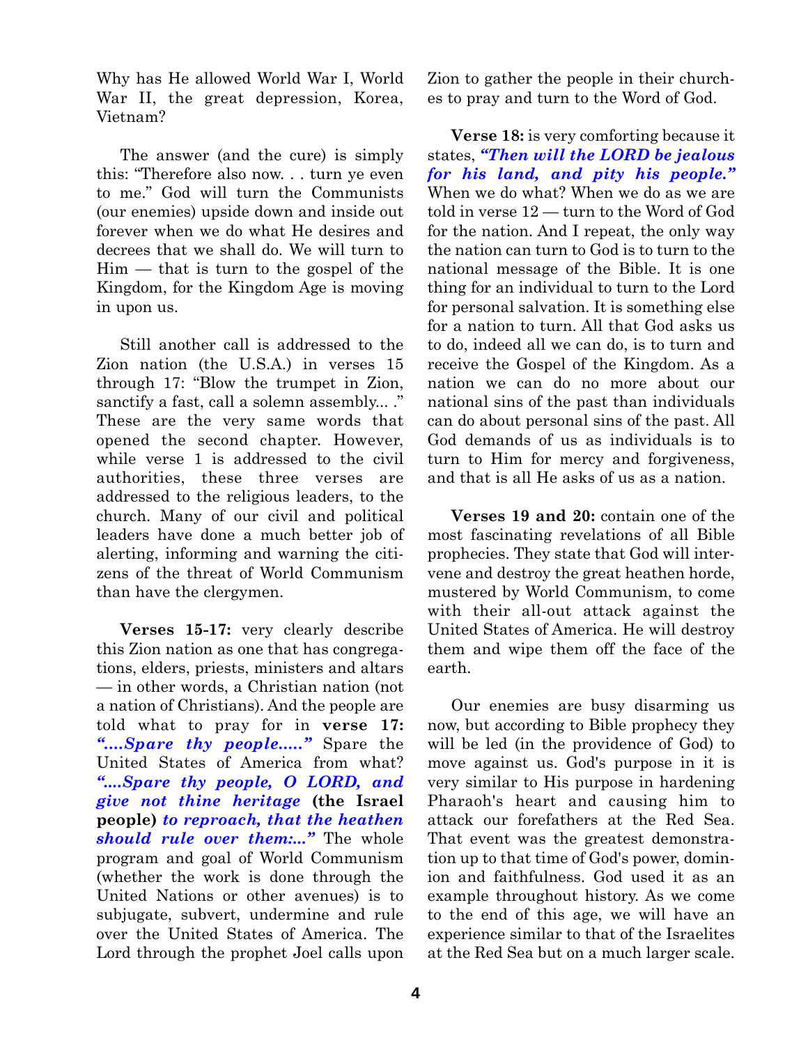Why has He allowed World War I, World War II, the great depression, Korea, Vietnam?

The answer (and the cure) is simply this: "Therefore also now. . . turn ye even to me." God will turn the Communists (our enemies) upside down and inside out forever when we do what He desires and decrees that we shall do. We will turn to Him — that is turn to the gospel of the Kingdom, for the Kingdom Age is moving in upon us.

Still another call is addressed to the Zion nation (the U.S.A.) in verses 15 through 17: "Blow the trumpet in Zion, sanctify a fast, call a solemn assembly... ." These are the very same words that opened the second chapter. However, while verse 1 is addressed to the civil authorities, these three verses are addressed to the religious leaders, to the church. Many of our civil and political leaders have done a much better job of alerting, informing and warning the citizens of the threat of World Communism than have the clergymen.

**Verses 15-17:** very clearly describe this Zion nation as one that has congregations, elders, priests, ministers and altars — in other words, a Christian nation (not a nation of Christians). And the people are told what to pray for in **verse 17:** ***"....Spare thy people....."*** Spare the United States of America from what? ***"....Spare thy people, O LORD, and give not thine heritage*** **(the Israel people)** ***to reproach, that the heathen should rule over them:..."*** The whole program and goal of World Communism (whether the work is done through the United Nations or other avenues) is to subjugate, subvert, undermine and rule over the United States of America. The Lord through the prophet Joel calls upon Zion to gather the people in their churches to pray and turn to the Word of God.

**Verse 18:** is very comforting because it states, ***"Then will the LORD be jealous for his land, and pity his people."*** When we do what? When we do as we are told in verse 12 — turn to the Word of God for the nation. And I repeat, the only way the nation can turn to God is to turn to the national message of the Bible. It is one thing for an individual to turn to the Lord for personal salvation. It is something else for a nation to turn. All that God asks us to do, indeed all we can do, is to turn and receive the Gospel of the Kingdom. As a nation we can do no more about our national sins of the past than individuals can do about personal sins of the past. All God demands of us as individuals is to turn to Him for mercy and forgiveness, and that is all He asks of us as a nation.

**Verses 19 and 20:** contain one of the most fascinating revelations of all Bible prophecies. They state that God will intervene and destroy the great heathen horde, mustered by World Communism, to come with their all-out attack against the United States of America. He will destroy them and wipe them off the face of the earth.

Our enemies are busy disarming us now, but according to Bible prophecy they will be led (in the providence of God) to move against us. God's purpose in it is very similar to His purpose in hardening Pharaoh's heart and causing him to attack our forefathers at the Red Sea. That event was the greatest demonstration up to that time of God's power, dominion and faithfulness. God used it as an example throughout history. As we come to the end of this age, we will have an experience similar to that of the Israelites at the Red Sea but on a much larger scale.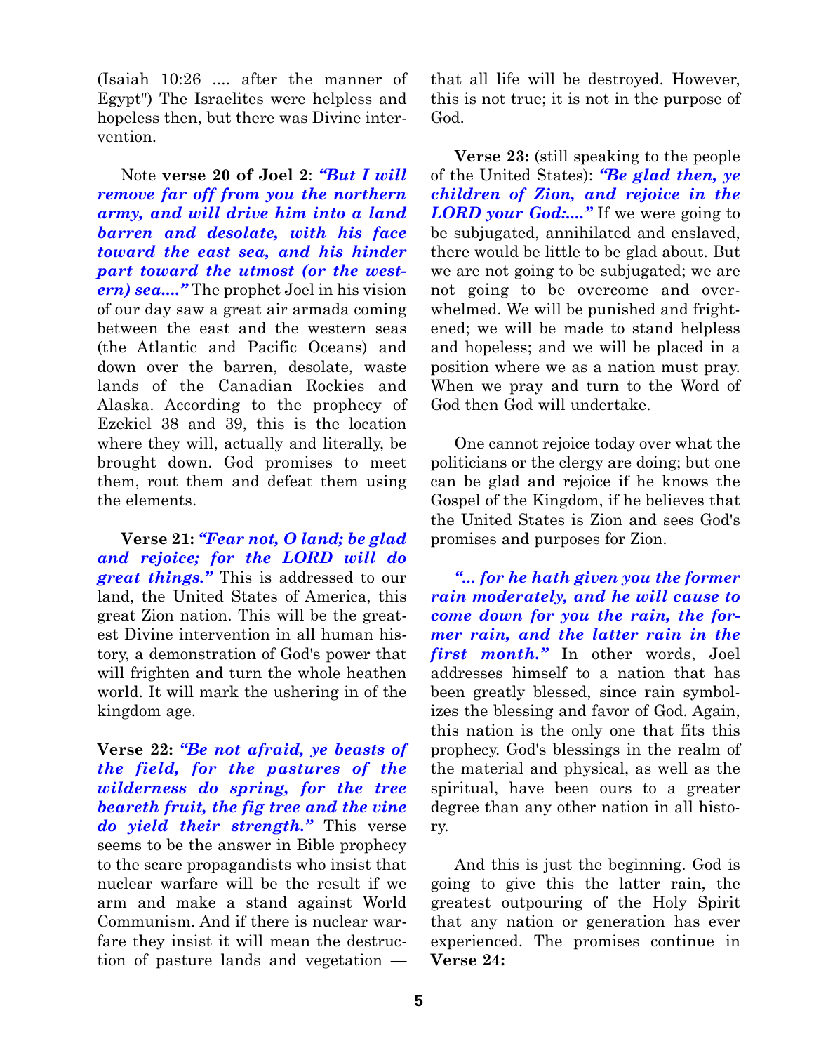(Isaiah 10:26 .... after the manner of Egypt") The Israelites were helpless and hopeless then, but there was Divine intervention.

Note **verse 20 of Joel 2**: ***"But I will remove far off from you the northern army, and will drive him into a land barren and desolate, with his face toward the east sea, and his hinder part toward the utmost (or the western) sea...."*** The prophet Joel in his vision of our day saw a great air armada coming between the east and the western seas (the Atlantic and Pacific Oceans) and down over the barren, desolate, waste lands of the Canadian Rockies and Alaska. According to the prophecy of Ezekiel 38 and 39, this is the location where they will, actually and literally, be brought down. God promises to meet them, rout them and defeat them using the elements.

**Verse 21:** ***"Fear not, O land; be glad and rejoice; for the LORD will do great things."*** This is addressed to our land, the United States of America, this great Zion nation. This will be the greatest Divine intervention in all human history, a demonstration of God's power that will frighten and turn the whole heathen world. It will mark the ushering in of the kingdom age.

**Verse 22:** ***"Be not afraid, ye beasts of the field, for the pastures of the wilderness do spring, for the tree beareth fruit, the fig tree and the vine do yield their strength."*** This verse seems to be the answer in Bible prophecy to the scare propagandists who insist that nuclear warfare will be the result if we arm and make a stand against World Communism. And if there is nuclear warfare they insist it will mean the destruction of pasture lands and vegetation — that all life will be destroyed. However, this is not true; it is not in the purpose of God.

**Verse 23:** (still speaking to the people of the United States): ***"Be glad then, ye children of Zion, and rejoice in the LORD your God:...."*** If we were going to be subjugated, annihilated and enslaved, there would be little to be glad about. But we are not going to be subjugated; we are not going to be overcome and overwhelmed. We will be punished and frightened; we will be made to stand helpless and hopeless; and we will be placed in a position where we as a nation must pray. When we pray and turn to the Word of God then God will undertake.

One cannot rejoice today over what the politicians or the clergy are doing; but one can be glad and rejoice if he knows the Gospel of the Kingdom, if he believes that the United States is Zion and sees God's promises and purposes for Zion.

***"... for he hath given you the former rain moderately, and he will cause to come down for you the rain, the former rain, and the latter rain in the first month."*** In other words, Joel addresses himself to a nation that has been greatly blessed, since rain symbolizes the blessing and favor of God. Again, this nation is the only one that fits this prophecy. God's blessings in the realm of the material and physical, as well as the spiritual, have been ours to a greater degree than any other nation in all history.

And this is just the beginning. God is going to give this the latter rain, the greatest outpouring of the Holy Spirit that any nation or generation has ever experienced. The promises continue in **Verse 24:**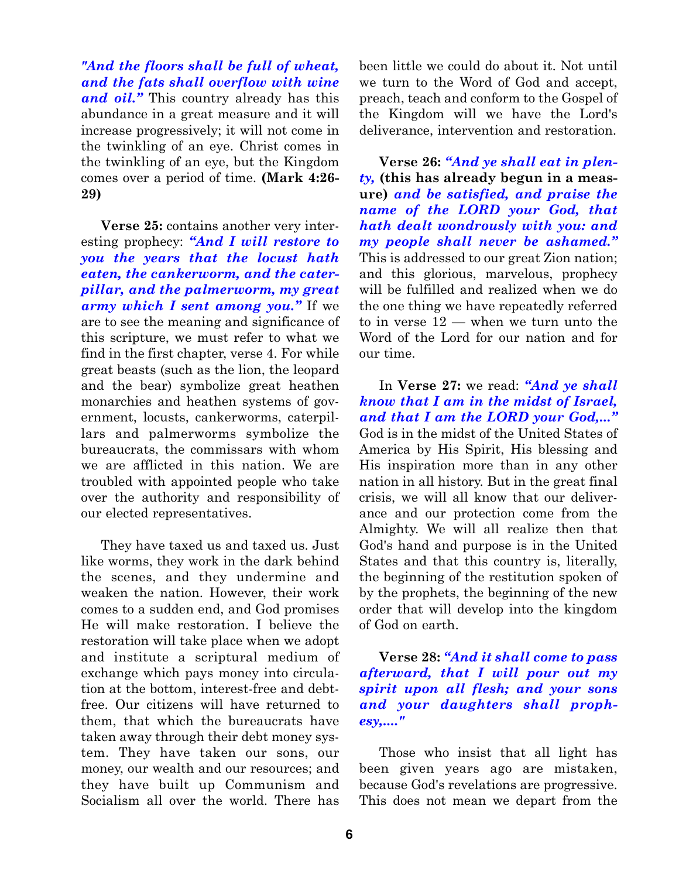***"And the floors shall be full of wheat, and the fats shall overflow with wine and oil."*** This country already has this abundance in a great measure and it will increase progressively; it will not come in the twinkling of an eye. Christ comes in the twinkling of an eye, but the Kingdom comes over a period of time. **(Mark 4:26-29)**

**Verse 25:** contains another very interesting prophecy: ***"And I will restore to you the years that the locust hath eaten, the cankerworm, and the caterpillar, and the palmerworm, my great army which I sent among you."*** If we are to see the meaning and significance of this scripture, we must refer to what we find in the first chapter, verse 4. For while great beasts (such as the lion, the leopard and the bear) symbolize great heathen monarchies and heathen systems of government, locusts, cankerworms, caterpillars and palmerworms symbolize the bureaucrats, the commissars with whom we are afflicted in this nation. We are troubled with appointed people who take over the authority and responsibility of our elected representatives.

They have taxed us and taxed us. Just like worms, they work in the dark behind the scenes, and they undermine and weaken the nation. However, their work comes to a sudden end, and God promises He will make restoration. I believe the restoration will take place when we adopt and institute a scriptural medium of exchange which pays money into circulation at the bottom, interest-free and debt-free. Our citizens will have returned to them, that which the bureaucrats have taken away through their debt money system. They have taken our sons, our money, our wealth and our resources; and they have built up Communism and Socialism all over the world. There has been little we could do about it. Not until we turn to the Word of God and accept, preach, teach and conform to the Gospel of the Kingdom will we have the Lord's deliverance, intervention and restoration.

**Verse 26:** ***"And ye shall eat in plenty,*** **(this has already begun in a measure)** ***and be satisfied, and praise the name of the LORD your God, that hath dealt wondrously with you: and my people shall never be ashamed."*** This is addressed to our great Zion nation; and this glorious, marvelous, prophecy will be fulfilled and realized when we do the one thing we have repeatedly referred to in verse 12 — when we turn unto the Word of the Lord for our nation and for our time.

In **Verse 27:** we read: ***"And ye shall know that I am in the midst of Israel, and that I am the LORD your God,..."*** God is in the midst of the United States of America by His Spirit, His blessing and His inspiration more than in any other nation in all history. But in the great final crisis, we will all know that our deliverance and our protection come from the Almighty. We will all realize then that God's hand and purpose is in the United States and that this country is, literally, the beginning of the restitution spoken of by the prophets, the beginning of the new order that will develop into the kingdom of God on earth.

**Verse 28:** ***"And it shall come to pass afterward, that I will pour out my spirit upon all flesh; and your sons and your daughters shall prophesy,...."***

Those who insist that all light has been given years ago are mistaken, because God's revelations are progressive. This does not mean we depart from the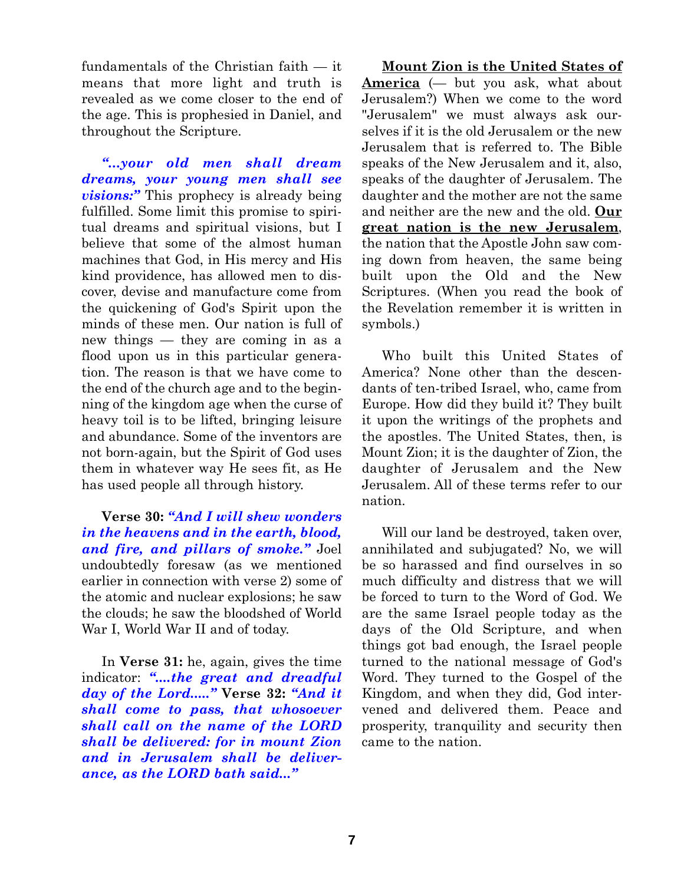fundamentals of the Christian faith — it means that more light and truth is revealed as we come closer to the end of the age. This is prophesied in Daniel, and throughout the Scripture.

***"...your old men shall dream dreams, your young men shall see visions:"*** This prophecy is already being fulfilled. Some limit this promise to spiritual dreams and spiritual visions, but I believe that some of the almost human machines that God, in His mercy and His kind providence, has allowed men to discover, devise and manufacture come from the quickening of God's Spirit upon the minds of these men. Our nation is full of new things — they are coming in as a flood upon us in this particular generation. The reason is that we have come to the end of the church age and to the beginning of the kingdom age when the curse of heavy toil is to be lifted, bringing leisure and abundance. Some of the inventors are not born-again, but the Spirit of God uses them in whatever way He sees fit, as He has used people all through history.

**Verse 30:** ***"And I will shew wonders in the heavens and in the earth, blood, and fire, and pillars of smoke."*** Joel undoubtedly foresaw (as we mentioned earlier in connection with verse 2) some of the atomic and nuclear explosions; he saw the clouds; he saw the bloodshed of World War I, World War II and of today.

In **Verse 31:** he, again, gives the time indicator: ***"....the great and dreadful day of the Lord....."*** **Verse 32:** ***"And it shall come to pass, that whosoever shall call on the name of the LORD shall be delivered: for in mount Zion and in Jerusalem shall be deliverance, as the LORD bath said..."***

**<u>Mount Zion is the United States of America</u>** (— but you ask, what about Jerusalem?) When we come to the word "Jerusalem" we must always ask ourselves if it is the old Jerusalem or the new Jerusalem that is referred to. The Bible speaks of the New Jerusalem and it, also, speaks of the daughter of Jerusalem. The daughter and the mother are not the same and neither are the new and the old. **<u>Our great nation is the new Jerusalem</u>**, the nation that the Apostle John saw coming down from heaven, the same being built upon the Old and the New Scriptures. (When you read the book of the Revelation remember it is written in symbols.)

Who built this United States of America? None other than the descendants of ten-tribed Israel, who, came from Europe. How did they build it? They built it upon the writings of the prophets and the apostles. The United States, then, is Mount Zion; it is the daughter of Zion, the daughter of Jerusalem and the New Jerusalem. All of these terms refer to our nation.

Will our land be destroyed, taken over, annihilated and subjugated? No, we will be so harassed and find ourselves in so much difficulty and distress that we will be forced to turn to the Word of God. We are the same Israel people today as the days of the Old Scripture, and when things got bad enough, the Israel people turned to the national message of God's Word. They turned to the Gospel of the Kingdom, and when they did, God intervened and delivered them. Peace and prosperity, tranquility and security then came to the nation.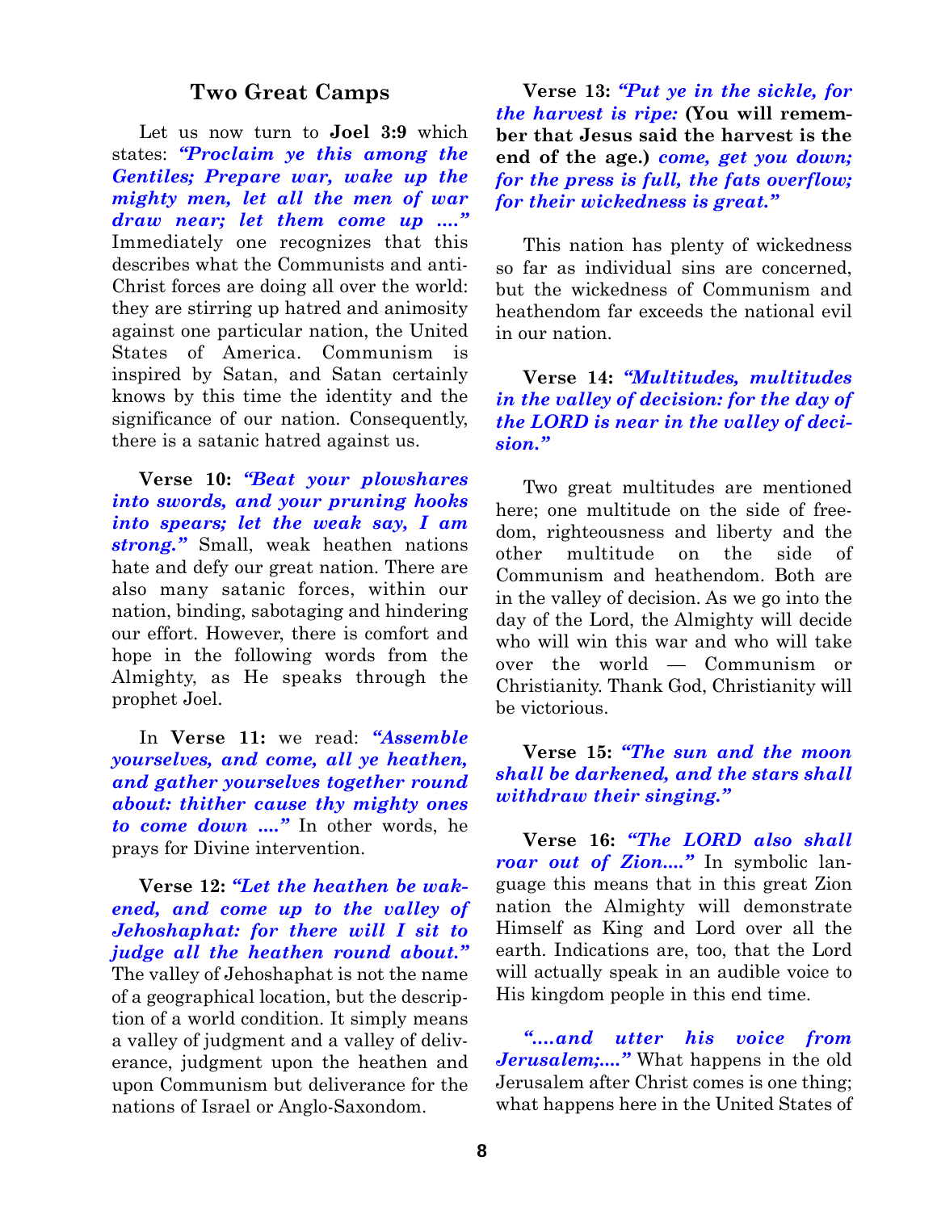## Two Great Camps

Let us now turn to **Joel 3:9** which states: ***"Proclaim ye this among the Gentiles; Prepare war, wake up the mighty men, let all the men of war draw near; let them come up ...."*** Immediately one recognizes that this describes what the Communists and anti-Christ forces are doing all over the world: they are stirring up hatred and animosity against one particular nation, the United States of America. Communism is inspired by Satan, and Satan certainly knows by this time the identity and the significance of our nation. Consequently, there is a satanic hatred against us.

**Verse 10:** ***"Beat your plowshares into swords, and your pruning hooks into spears; let the weak say, I am strong."*** Small, weak heathen nations hate and defy our great nation. There are also many satanic forces, within our nation, binding, sabotaging and hindering our effort. However, there is comfort and hope in the following words from the Almighty, as He speaks through the prophet Joel.

In **Verse 11:** we read: ***"Assemble yourselves, and come, all ye heathen, and gather yourselves together round about: thither cause thy mighty ones to come down ...."*** In other words, he prays for Divine intervention.

**Verse 12:** ***"Let the heathen be wakened, and come up to the valley of Jehoshaphat: for there will I sit to judge all the heathen round about."*** The valley of Jehoshaphat is not the name of a geographical location, but the description of a world condition. It simply means a valley of judgment and a valley of deliverance, judgment upon the heathen and upon Communism but deliverance for the nations of Israel or Anglo-Saxondom.

**Verse 13:** ***"Put ye in the sickle, for the harvest is ripe:*** **(You will remember that Jesus said the harvest is the end of the age.)** ***come, get you down; for the press is full, the fats overflow; for their wickedness is great."***

This nation has plenty of wickedness so far as individual sins are concerned, but the wickedness of Communism and heathendom far exceeds the national evil in our nation.

**Verse 14:** ***"Multitudes, multitudes in the valley of decision: for the day of the LORD is near in the valley of decision."***

Two great multitudes are mentioned here; one multitude on the side of freedom, righteousness and liberty and the other multitude on the side of Communism and heathendom. Both are in the valley of decision. As we go into the day of the Lord, the Almighty will decide who will win this war and who will take over the world — Communism or Christianity. Thank God, Christianity will be victorious.

**Verse 15:** ***"The sun and the moon shall be darkened, and the stars shall withdraw their singing."***

**Verse 16:** ***"The LORD also shall roar out of Zion...."*** In symbolic language this means that in this great Zion nation the Almighty will demonstrate Himself as King and Lord over all the earth. Indications are, too, that the Lord will actually speak in an audible voice to His kingdom people in this end time.

***"....and utter his voice from Jerusalem;...."*** What happens in the old Jerusalem after Christ comes is one thing; what happens here in the United States of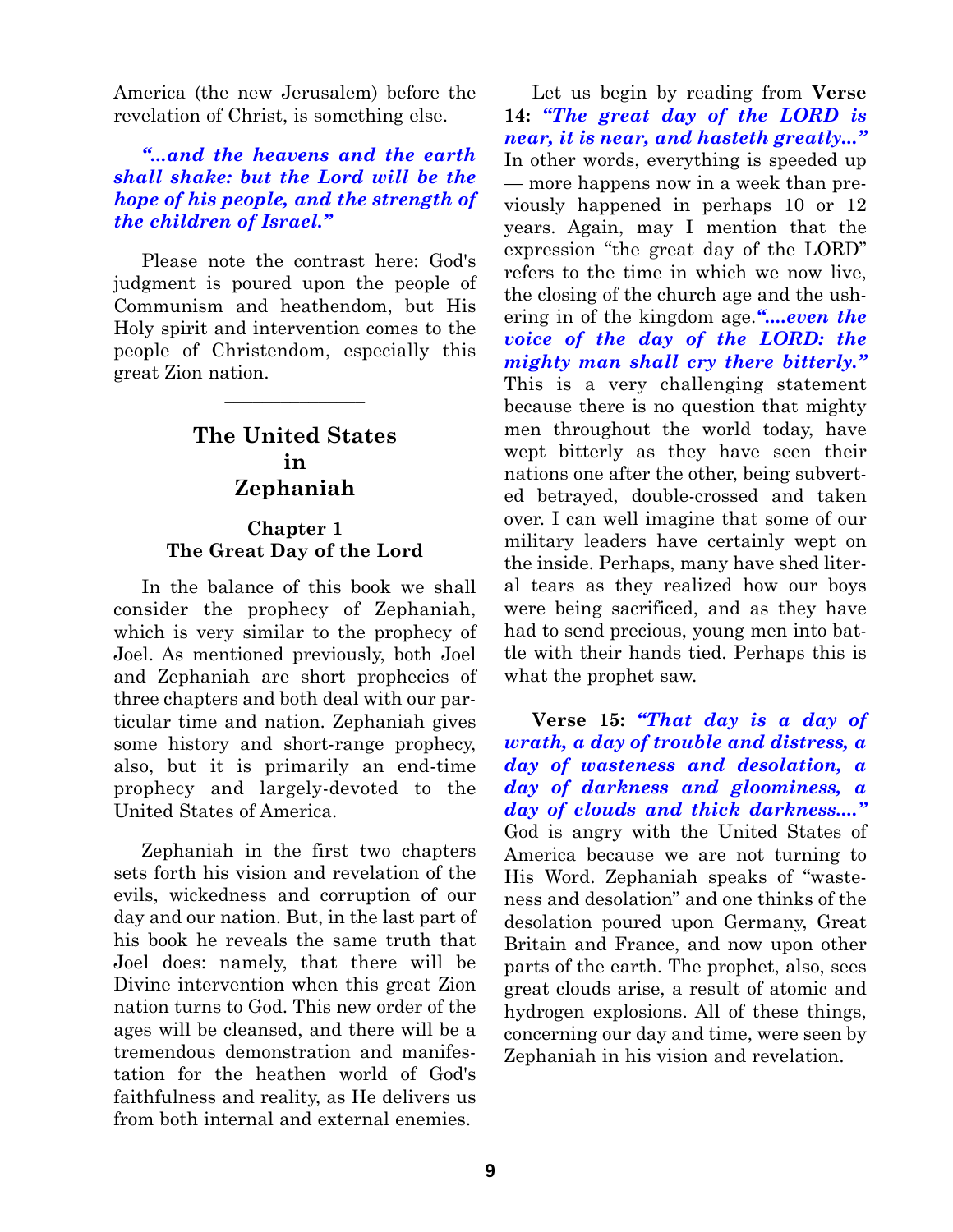America (the new Jerusalem) before the revelation of Christ, is something else.

***"...and the heavens and the earth shall shake: but the Lord will be the hope of his people, and the strength of the children of Israel."***

Please note the contrast here: God's judgment is poured upon the people of Communism and heathendom, but His Holy spirit and intervention comes to the people of Christendom, especially this great Zion nation.

---

## The United States in Zephaniah

### Chapter 1
### The Great Day of the Lord

In the balance of this book we shall consider the prophecy of Zephaniah, which is very similar to the prophecy of Joel. As mentioned previously, both Joel and Zephaniah are short prophecies of three chapters and both deal with our particular time and nation. Zephaniah gives some history and short-range prophecy, also, but it is primarily an end-time prophecy and largely-devoted to the United States of America.

Zephaniah in the first two chapters sets forth his vision and revelation of the evils, wickedness and corruption of our day and our nation. But, in the last part of his book he reveals the same truth that Joel does: namely, that there will be Divine intervention when this great Zion nation turns to God. This new order of the ages will be cleansed, and there will be a tremendous demonstration and manifestation for the heathen world of God's faithfulness and reality, as He delivers us from both internal and external enemies.

Let us begin by reading from **Verse 14:** ***"The great day of the LORD is near, it is near, and hasteth greatly..."*** In other words, everything is speeded up — more happens now in a week than previously happened in perhaps 10 or 12 years. Again, may I mention that the expression "the great day of the LORD" refers to the time in which we now live, the closing of the church age and the ushering in of the kingdom age.***"....even the voice of the day of the LORD: the mighty man shall cry there bitterly."*** This is a very challenging statement because there is no question that mighty men throughout the world today, have wept bitterly as they have seen their nations one after the other, being subverted betrayed, double-crossed and taken over. I can well imagine that some of our military leaders have certainly wept on the inside. Perhaps, many have shed literal tears as they realized how our boys were being sacrificed, and as they have had to send precious, young men into battle with their hands tied. Perhaps this is what the prophet saw.

**Verse 15:** ***"That day is a day of wrath, a day of trouble and distress, a day of wasteness and desolation, a day of darkness and gloominess, a day of clouds and thick darkness...."*** God is angry with the United States of America because we are not turning to His Word. Zephaniah speaks of "wasteness and desolation" and one thinks of the desolation poured upon Germany, Great Britain and France, and now upon other parts of the earth. The prophet, also, sees great clouds arise, a result of atomic and hydrogen explosions. All of these things, concerning our day and time, were seen by Zephaniah in his vision and revelation.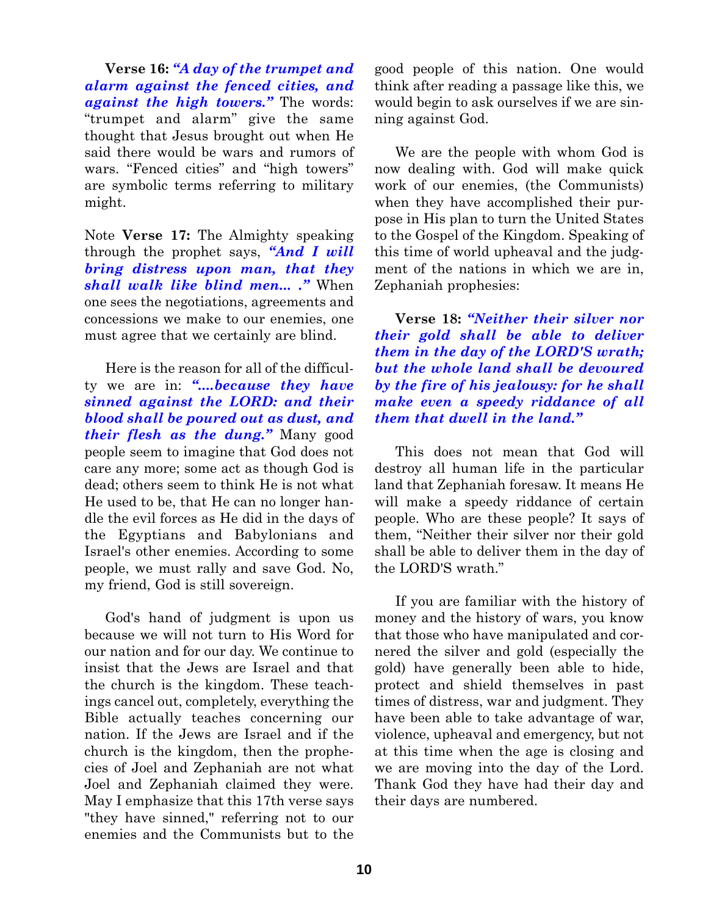**Verse 16:** ***"A day of the trumpet and alarm against the fenced cities, and against the high towers."*** The words: "trumpet and alarm" give the same thought that Jesus brought out when He said there would be wars and rumors of wars. "Fenced cities" and "high towers" are symbolic terms referring to military might.

Note **Verse 17:** The Almighty speaking through the prophet says, ***"And I will bring distress upon man, that they shall walk like blind men... ."*** When one sees the negotiations, agreements and concessions we make to our enemies, one must agree that we certainly are blind.

Here is the reason for all of the difficulty we are in: ***"....because they have sinned against the LORD: and their blood shall be poured out as dust, and their flesh as the dung."*** Many good people seem to imagine that God does not care any more; some act as though God is dead; others seem to think He is not what He used to be, that He can no longer handle the evil forces as He did in the days of the Egyptians and Babylonians and Israel's other enemies. According to some people, we must rally and save God. No, my friend, God is still sovereign.

God's hand of judgment is upon us because we will not turn to His Word for our nation and for our day. We continue to insist that the Jews are Israel and that the church is the kingdom. These teachings cancel out, completely, everything the Bible actually teaches concerning our nation. If the Jews are Israel and if the church is the kingdom, then the prophecies of Joel and Zephaniah are not what Joel and Zephaniah claimed they were. May I emphasize that this 17th verse says "they have sinned," referring not to our enemies and the Communists but to the good people of this nation. One would think after reading a passage like this, we would begin to ask ourselves if we are sinning against God.

We are the people with whom God is now dealing with. God will make quick work of our enemies, (the Communists) when they have accomplished their purpose in His plan to turn the United States to the Gospel of the Kingdom. Speaking of this time of world upheaval and the judgment of the nations in which we are in, Zephaniah prophesies:

**Verse 18:** ***"Neither their silver nor their gold shall be able to deliver them in the day of the LORD'S wrath; but the whole land shall be devoured by the fire of his jealousy: for he shall make even a speedy riddance of all them that dwell in the land."***

This does not mean that God will destroy all human life in the particular land that Zephaniah foresaw. It means He will make a speedy riddance of certain people. Who are these people? It says of them, "Neither their silver nor their gold shall be able to deliver them in the day of the LORD'S wrath."

If you are familiar with the history of money and the history of wars, you know that those who have manipulated and cornered the silver and gold (especially the gold) have generally been able to hide, protect and shield themselves in past times of distress, war and judgment. They have been able to take advantage of war, violence, upheaval and emergency, but not at this time when the age is closing and we are moving into the day of the Lord. Thank God they have had their day and their days are numbered.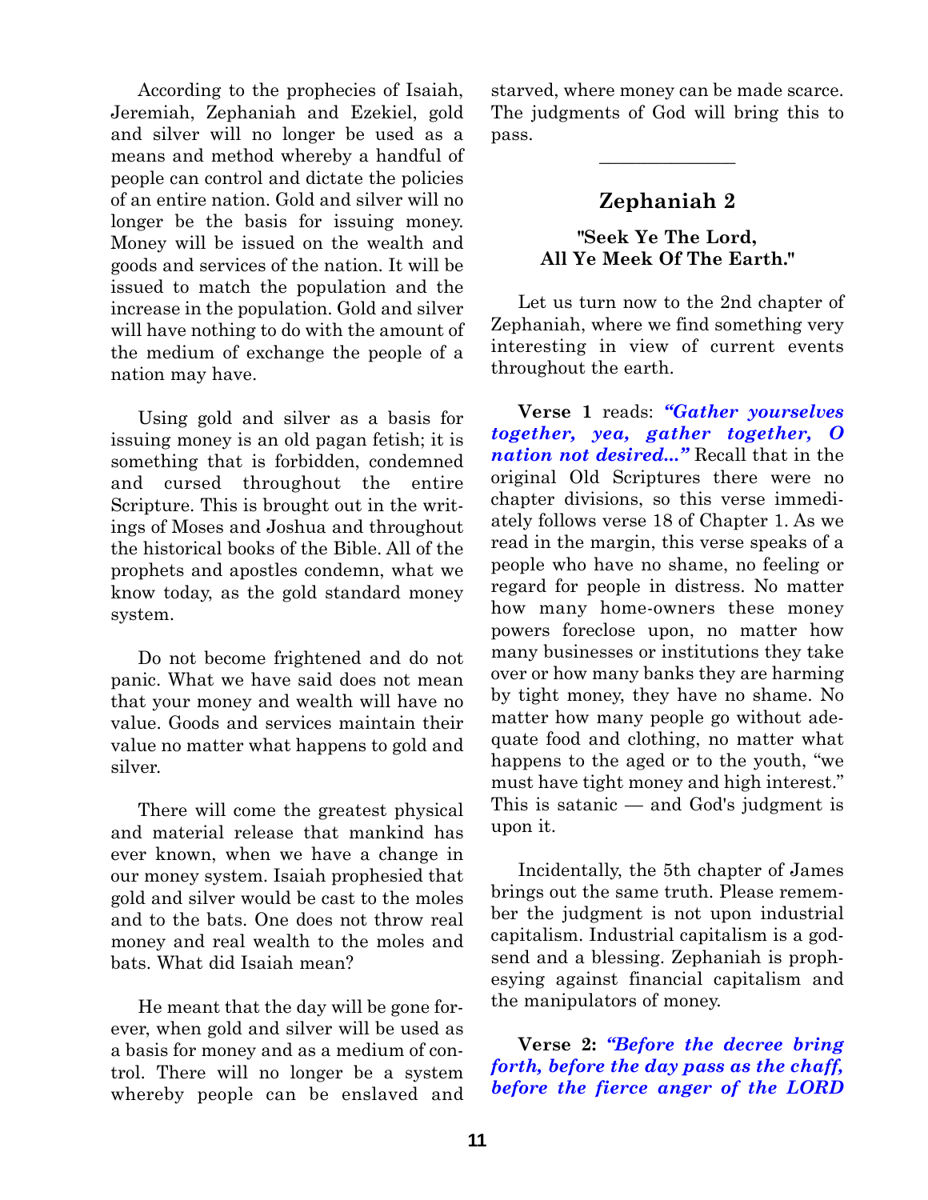According to the prophecies of Isaiah, Jeremiah, Zephaniah and Ezekiel, gold and silver will no longer be used as a means and method whereby a handful of people can control and dictate the policies of an entire nation. Gold and silver will no longer be the basis for issuing money. Money will be issued on the wealth and goods and services of the nation. It will be issued to match the population and the increase in the population. Gold and silver will have nothing to do with the amount of the medium of exchange the people of a nation may have.

Using gold and silver as a basis for issuing money is an old pagan fetish; it is something that is forbidden, condemned and cursed throughout the entire Scripture. This is brought out in the writings of Moses and Joshua and throughout the historical books of the Bible. All of the prophets and apostles condemn, what we know today, as the gold standard money system.

Do not become frightened and do not panic. What we have said does not mean that your money and wealth will have no value. Goods and services maintain their value no matter what happens to gold and silver.

There will come the greatest physical and material release that mankind has ever known, when we have a change in our money system. Isaiah prophesied that gold and silver would be cast to the moles and to the bats. One does not throw real money and real wealth to the moles and bats. What did Isaiah mean?

He meant that the day will be gone forever, when gold and silver will be used as a basis for money and as a medium of control. There will no longer be a system whereby people can be enslaved and starved, where money can be made scarce. The judgments of God will bring this to pass.

---

## Zephaniah 2

### "Seek Ye The Lord, All Ye Meek Of The Earth."

Let us turn now to the 2nd chapter of Zephaniah, where we find something very interesting in view of current events throughout the earth.

**Verse 1** reads: ***"Gather yourselves together, yea, gather together, O nation not desired..."*** Recall that in the original Old Scriptures there were no chapter divisions, so this verse immediately follows verse 18 of Chapter 1. As we read in the margin, this verse speaks of a people who have no shame, no feeling or regard for people in distress. No matter how many home-owners these money powers foreclose upon, no matter how many businesses or institutions they take over or how many banks they are harming by tight money, they have no shame. No matter how many people go without adequate food and clothing, no matter what happens to the aged or to the youth, "we must have tight money and high interest." This is satanic — and God's judgment is upon it.

Incidentally, the 5th chapter of James brings out the same truth. Please remember the judgment is not upon industrial capitalism. Industrial capitalism is a godsend and a blessing. Zephaniah is prophesying against financial capitalism and the manipulators of money.

**Verse 2:** ***"Before the decree bring forth, before the day pass as the chaff, before the fierce anger of the LORD***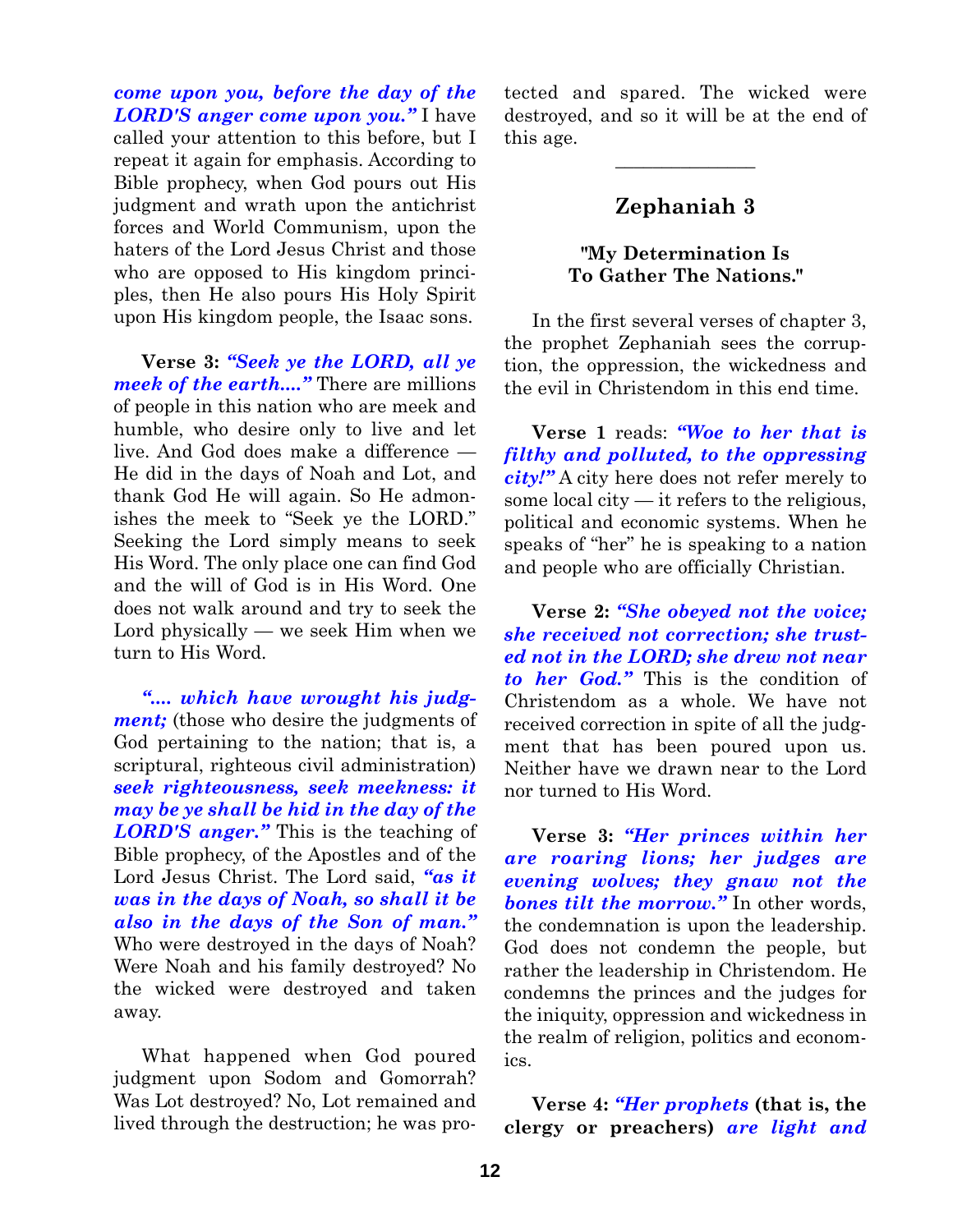***come upon you, before the day of the LORD'S anger come upon you."*** I have called your attention to this before, but I repeat it again for emphasis. According to Bible prophecy, when God pours out His judgment and wrath upon the antichrist forces and World Communism, upon the haters of the Lord Jesus Christ and those who are opposed to His kingdom principles, then He also pours His Holy Spirit upon His kingdom people, the Isaac sons.

**Verse 3:** ***"Seek ye the LORD, all ye meek of the earth...."*** There are millions of people in this nation who are meek and humble, who desire only to live and let live. And God does make a difference — He did in the days of Noah and Lot, and thank God He will again. So He admonishes the meek to "Seek ye the LORD." Seeking the Lord simply means to seek His Word. The only place one can find God and the will of God is in His Word. One does not walk around and try to seek the Lord physically — we seek Him when we turn to His Word.

***".... which have wrought his judgment;*** (those who desire the judgments of God pertaining to the nation; that is, a scriptural, righteous civil administration) ***seek righteousness, seek meekness: it may be ye shall be hid in the day of the LORD'S anger."*** This is the teaching of Bible prophecy, of the Apostles and of the Lord Jesus Christ. The Lord said, ***"as it was in the days of Noah, so shall it be also in the days of the Son of man."*** Who were destroyed in the days of Noah? Were Noah and his family destroyed? No the wicked were destroyed and taken away.

What happened when God poured judgment upon Sodom and Gomorrah? Was Lot destroyed? No, Lot remained and lived through the destruction; he was protected and spared. The wicked were destroyed, and so it will be at the end of this age.

---

## Zephaniah 3

### "My Determination Is To Gather The Nations."

In the first several verses of chapter 3, the prophet Zephaniah sees the corruption, the oppression, the wickedness and the evil in Christendom in this end time.

**Verse 1** reads: ***"Woe to her that is filthy and polluted, to the oppressing city!"*** A city here does not refer merely to some local city — it refers to the religious, political and economic systems. When he speaks of "her" he is speaking to a nation and people who are officially Christian.

**Verse 2:** ***"She obeyed not the voice; she received not correction; she trusted not in the LORD; she drew not near to her God."*** This is the condition of Christendom as a whole. We have not received correction in spite of all the judgment that has been poured upon us. Neither have we drawn near to the Lord nor turned to His Word.

**Verse 3:** ***"Her princes within her are roaring lions; her judges are evening wolves; they gnaw not the bones tilt the morrow."*** In other words, the condemnation is upon the leadership. God does not condemn the people, but rather the leadership in Christendom. He condemns the princes and the judges for the iniquity, oppression and wickedness in the realm of religion, politics and economics.

**Verse 4:** ***"Her prophets*** **(that is, the clergy or preachers)** ***are light and***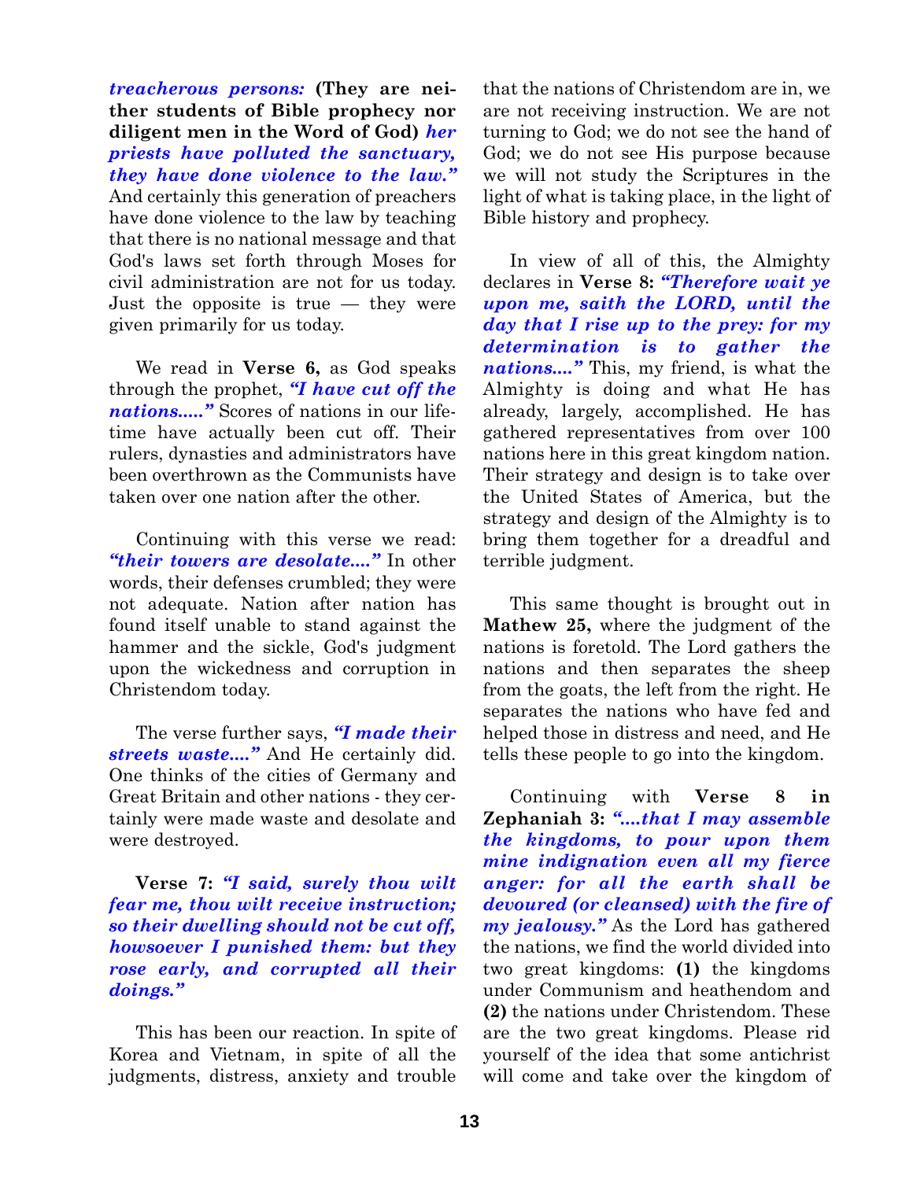***treacherous persons:*** **(They are neither students of Bible prophecy nor diligent men in the Word of God)** ***her priests have polluted the sanctuary, they have done violence to the law."*** And certainly this generation of preachers have done violence to the law by teaching that there is no national message and that God's laws set forth through Moses for civil administration are not for us today. Just the opposite is true — they were given primarily for us today.

We read in **Verse 6,** as God speaks through the prophet, ***"I have cut off the nations....."*** Scores of nations in our lifetime have actually been cut off. Their rulers, dynasties and administrators have been overthrown as the Communists have taken over one nation after the other.

Continuing with this verse we read: ***"their towers are desolate...."*** In other words, their defenses crumbled; they were not adequate. Nation after nation has found itself unable to stand against the hammer and the sickle, God's judgment upon the wickedness and corruption in Christendom today.

The verse further says, ***"I made their streets waste...."*** And He certainly did. One thinks of the cities of Germany and Great Britain and other nations - they certainly were made waste and desolate and were destroyed.

**Verse 7:** ***"I said, surely thou wilt fear me, thou wilt receive instruction; so their dwelling should not be cut off, howsoever I punished them: but they rose early, and corrupted all their doings."***

This has been our reaction. In spite of Korea and Vietnam, in spite of all the judgments, distress, anxiety and trouble that the nations of Christendom are in, we are not receiving instruction. We are not turning to God; we do not see the hand of God; we do not see His purpose because we will not study the Scriptures in the light of what is taking place, in the light of Bible history and prophecy.

In view of all of this, the Almighty declares in **Verse 8:** ***"Therefore wait ye upon me, saith the LORD, until the day that I rise up to the prey: for my determination is to gather the nations...."*** This, my friend, is what the Almighty is doing and what He has already, largely, accomplished. He has gathered representatives from over 100 nations here in this great kingdom nation. Their strategy and design is to take over the United States of America, but the strategy and design of the Almighty is to bring them together for a dreadful and terrible judgment.

This same thought is brought out in **Mathew 25,** where the judgment of the nations is foretold. The Lord gathers the nations and then separates the sheep from the goats, the left from the right. He separates the nations who have fed and helped those in distress and need, and He tells these people to go into the kingdom.

Continuing with **Verse 8 in Zephaniah 3:** ***"....that I may assemble the kingdoms, to pour upon them mine indignation even all my fierce anger: for all the earth shall be devoured (or cleansed) with the fire of my jealousy."*** As the Lord has gathered the nations, we find the world divided into two great kingdoms: **(1)** the kingdoms under Communism and heathendom and **(2)** the nations under Christendom. These are the two great kingdoms. Please rid yourself of the idea that some antichrist will come and take over the kingdom of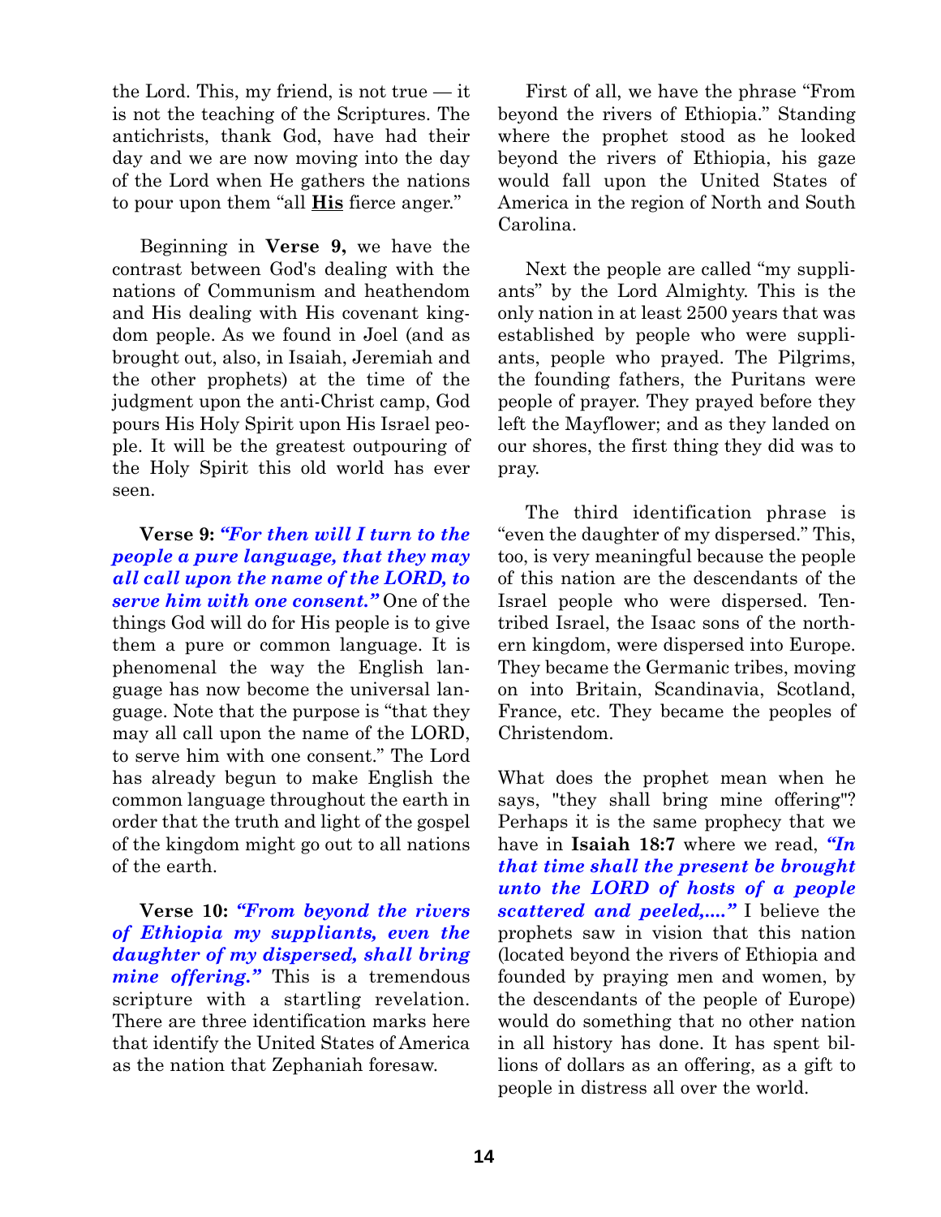the Lord. This, my friend, is not true — it is not the teaching of the Scriptures. The antichrists, thank God, have had their day and we are now moving into the day of the Lord when He gathers the nations to pour upon them "all **His** fierce anger."

Beginning in **Verse 9,** we have the contrast between God's dealing with the nations of Communism and heathendom and His dealing with His covenant kingdom people. As we found in Joel (and as brought out, also, in Isaiah, Jeremiah and the other prophets) at the time of the judgment upon the anti-Christ camp, God pours His Holy Spirit upon His Israel people. It will be the greatest outpouring of the Holy Spirit this old world has ever seen.

**Verse 9:** ***"For then will I turn to the people a pure language, that they may all call upon the name of the LORD, to serve him with one consent."*** One of the things God will do for His people is to give them a pure or common language. It is phenomenal the way the English language has now become the universal language. Note that the purpose is "that they may all call upon the name of the LORD, to serve him with one consent." The Lord has already begun to make English the common language throughout the earth in order that the truth and light of the gospel of the kingdom might go out to all nations of the earth.

**Verse 10:** ***"From beyond the rivers of Ethiopia my suppliants, even the daughter of my dispersed, shall bring mine offering."*** This is a tremendous scripture with a startling revelation. There are three identification marks here that identify the United States of America as the nation that Zephaniah foresaw.

First of all, we have the phrase "From beyond the rivers of Ethiopia." Standing where the prophet stood as he looked beyond the rivers of Ethiopia, his gaze would fall upon the United States of America in the region of North and South Carolina.

Next the people are called "my suppliants" by the Lord Almighty. This is the only nation in at least 2500 years that was established by people who were suppliants, people who prayed. The Pilgrims, the founding fathers, the Puritans were people of prayer. They prayed before they left the Mayflower; and as they landed on our shores, the first thing they did was to pray.

The third identification phrase is "even the daughter of my dispersed." This, too, is very meaningful because the people of this nation are the descendants of the Israel people who were dispersed. Ten-tribed Israel, the Isaac sons of the northern kingdom, were dispersed into Europe. They became the Germanic tribes, moving on into Britain, Scandinavia, Scotland, France, etc. They became the peoples of Christendom.

What does the prophet mean when he says, "they shall bring mine offering"? Perhaps it is the same prophecy that we have in **Isaiah 18:7** where we read, ***"In that time shall the present be brought unto the LORD of hosts of a people scattered and peeled,...."*** I believe the prophets saw in vision that this nation (located beyond the rivers of Ethiopia and founded by praying men and women, by the descendants of the people of Europe) would do something that no other nation in all history has done. It has spent billions of dollars as an offering, as a gift to people in distress all over the world.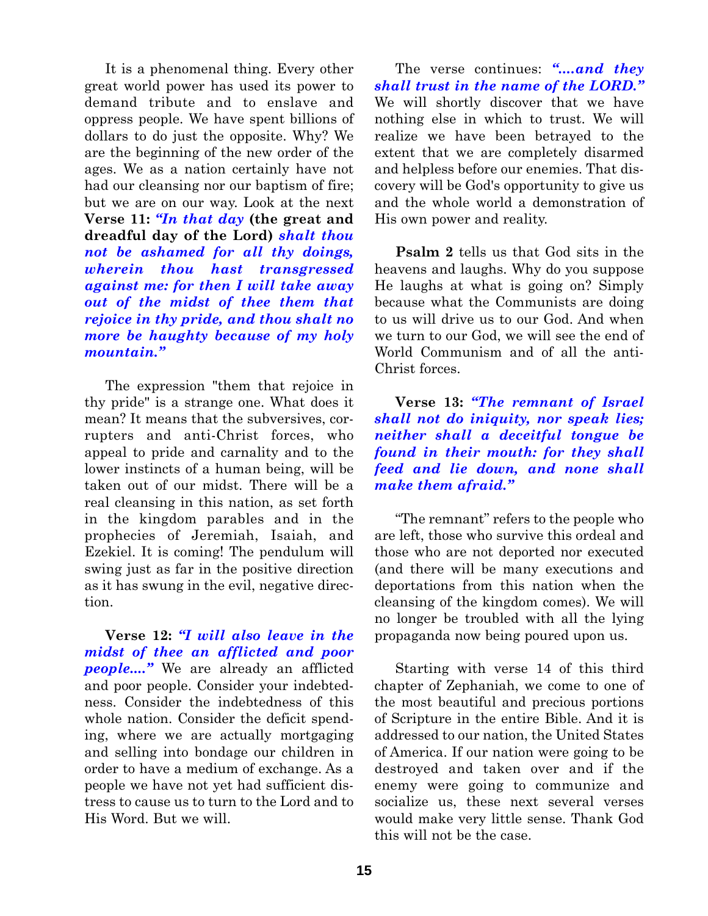It is a phenomenal thing. Every other great world power has used its power to demand tribute and to enslave and oppress people. We have spent billions of dollars to do just the opposite. Why? We are the beginning of the new order of the ages. We as a nation certainly have not had our cleansing nor our baptism of fire; but we are on our way. Look at the next **Verse 11:** ***"In that day*** **(the great and dreadful day of the Lord)** ***shalt thou not be ashamed for all thy doings, wherein thou hast transgressed against me: for then I will take away out of the midst of thee them that rejoice in thy pride, and thou shalt no more be haughty because of my holy mountain."***

The expression "them that rejoice in thy pride" is a strange one. What does it mean? It means that the subversives, corrupters and anti-Christ forces, who appeal to pride and carnality and to the lower instincts of a human being, will be taken out of our midst. There will be a real cleansing in this nation, as set forth in the kingdom parables and in the prophecies of Jeremiah, Isaiah, and Ezekiel. It is coming! The pendulum will swing just as far in the positive direction as it has swung in the evil, negative direction.

**Verse 12:** ***"I will also leave in the midst of thee an afflicted and poor people...."*** We are already an afflicted and poor people. Consider your indebtedness. Consider the indebtedness of this whole nation. Consider the deficit spending, where we are actually mortgaging and selling into bondage our children in order to have a medium of exchange. As a people we have not yet had sufficient distress to cause us to turn to the Lord and to His Word. But we will.

The verse continues: ***"....and they shall trust in the name of the LORD."*** We will shortly discover that we have nothing else in which to trust. We will realize we have been betrayed to the extent that we are completely disarmed and helpless before our enemies. That discovery will be God's opportunity to give us and the whole world a demonstration of His own power and reality.

**Psalm 2** tells us that God sits in the heavens and laughs. Why do you suppose He laughs at what is going on? Simply because what the Communists are doing to us will drive us to our God. And when we turn to our God, we will see the end of World Communism and of all the anti-Christ forces.

**Verse 13:** ***"The remnant of Israel shall not do iniquity, nor speak lies; neither shall a deceitful tongue be found in their mouth: for they shall feed and lie down, and none shall make them afraid."***

"The remnant" refers to the people who are left, those who survive this ordeal and those who are not deported nor executed (and there will be many executions and deportations from this nation when the cleansing of the kingdom comes). We will no longer be troubled with all the lying propaganda now being poured upon us.

Starting with verse 14 of this third chapter of Zephaniah, we come to one of the most beautiful and precious portions of Scripture in the entire Bible. And it is addressed to our nation, the United States of America. If our nation were going to be destroyed and taken over and if the enemy were going to communize and socialize us, these next several verses would make very little sense. Thank God this will not be the case.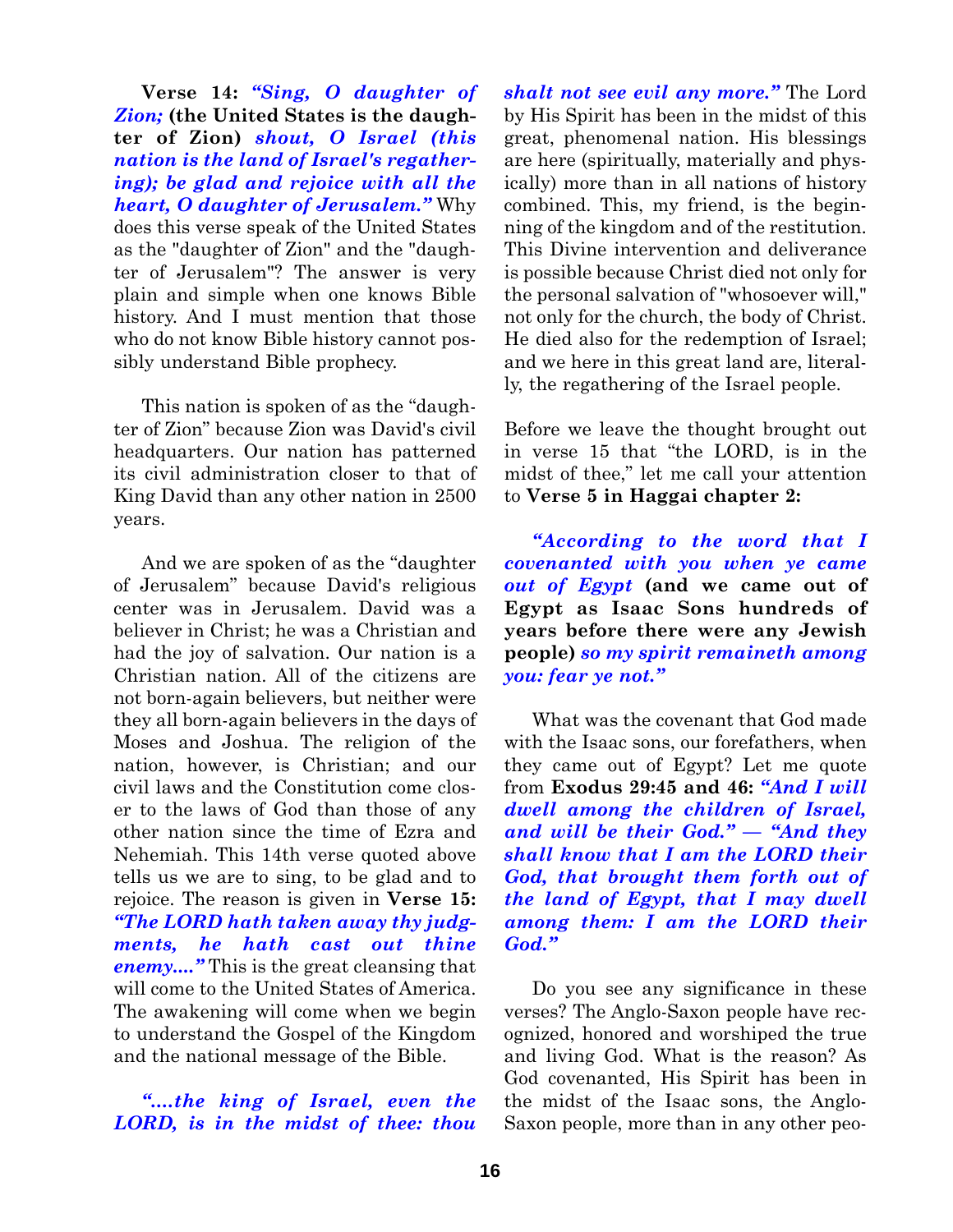**Verse 14:** ***"Sing, O daughter of Zion;*** **(the United States is the daughter of Zion)** ***shout, O Israel (this nation is the land of Israel's regathering); be glad and rejoice with all the heart, O daughter of Jerusalem."*** Why does this verse speak of the United States as the "daughter of Zion" and the "daughter of Jerusalem"? The answer is very plain and simple when one knows Bible history. And I must mention that those who do not know Bible history cannot possibly understand Bible prophecy.

This nation is spoken of as the "daughter of Zion" because Zion was David's civil headquarters. Our nation has patterned its civil administration closer to that of King David than any other nation in 2500 years.

And we are spoken of as the "daughter of Jerusalem" because David's religious center was in Jerusalem. David was a believer in Christ; he was a Christian and had the joy of salvation. Our nation is a Christian nation. All of the citizens are not born-again believers, but neither were they all born-again believers in the days of Moses and Joshua. The religion of the nation, however, is Christian; and our civil laws and the Constitution come closer to the laws of God than those of any other nation since the time of Ezra and Nehemiah. This 14th verse quoted above tells us we are to sing, to be glad and to rejoice. The reason is given in **Verse 15:** ***"The LORD hath taken away thy judgments, he hath cast out thine enemy...."*** This is the great cleansing that will come to the United States of America. The awakening will come when we begin to understand the Gospel of the Kingdom and the national message of the Bible.

***"....the king of Israel, even the LORD, is in the midst of thee: thou shalt not see evil any more."*** The Lord by His Spirit has been in the midst of this great, phenomenal nation. His blessings are here (spiritually, materially and physically) more than in all nations of history combined. This, my friend, is the beginning of the kingdom and of the restitution. This Divine intervention and deliverance is possible because Christ died not only for the personal salvation of "whosoever will," not only for the church, the body of Christ. He died also for the redemption of Israel; and we here in this great land are, literally, the regathering of the Israel people.

Before we leave the thought brought out in verse 15 that "the LORD, is in the midst of thee," let me call your attention to **Verse 5 in Haggai chapter 2:**

***"According to the word that I covenanted with you when ye came out of Egypt*** **(and we came out of Egypt as Isaac Sons hundreds of years before there were any Jewish people)** ***so my spirit remaineth among you: fear ye not."***

What was the covenant that God made with the Isaac sons, our forefathers, when they came out of Egypt? Let me quote from **Exodus 29:45 and 46:** ***"And I will dwell among the children of Israel, and will be their God." — "And they shall know that I am the LORD their God, that brought them forth out of the land of Egypt, that I may dwell among them: I am the LORD their God."***

Do you see any significance in these verses? The Anglo-Saxon people have recognized, honored and worshiped the true and living God. What is the reason? As God covenanted, His Spirit has been in the midst of the Isaac sons, the Anglo-Saxon people, more than in any other peo-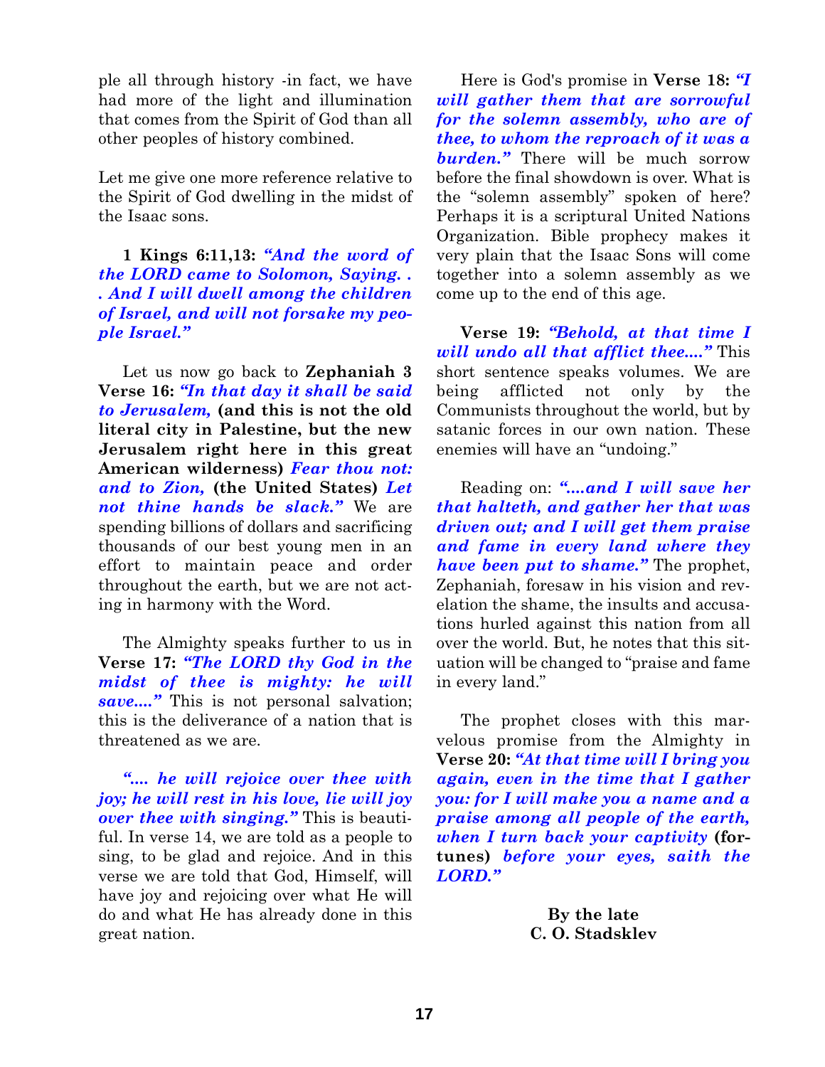ple all through history -in fact, we have had more of the light and illumination that comes from the Spirit of God than all other peoples of history combined.

Let me give one more reference relative to the Spirit of God dwelling in the midst of the Isaac sons.

**1 Kings 6:11,13:** ***"And the word of the LORD came to Solomon, Saying. . . And I will dwell among the children of Israel, and will not forsake my people Israel."***

Let us now go back to **Zephaniah 3 Verse 16:** ***"In that day it shall be said to Jerusalem,*** **(and this is not the old literal city in Palestine, but the new Jerusalem right here in this great American wilderness)** ***Fear thou not: and to Zion,*** **(the United States)** ***Let not thine hands be slack."*** We are spending billions of dollars and sacrificing thousands of our best young men in an effort to maintain peace and order throughout the earth, but we are not acting in harmony with the Word.

The Almighty speaks further to us in **Verse 17:** ***"The LORD thy God in the midst of thee is mighty: he will save...."*** This is not personal salvation; this is the deliverance of a nation that is threatened as we are.

***".... he will rejoice over thee with joy; he will rest in his love, lie will joy over thee with singing."*** This is beautiful. In verse 14, we are told as a people to sing, to be glad and rejoice. And in this verse we are told that God, Himself, will have joy and rejoicing over what He will do and what He has already done in this great nation.

Here is God's promise in **Verse 18:** ***"I will gather them that are sorrowful for the solemn assembly, who are of thee, to whom the reproach of it was a burden."*** There will be much sorrow before the final showdown is over. What is the "solemn assembly" spoken of here? Perhaps it is a scriptural United Nations Organization. Bible prophecy makes it very plain that the Isaac Sons will come together into a solemn assembly as we come up to the end of this age.

**Verse 19:** ***"Behold, at that time I will undo all that afflict thee...."*** This short sentence speaks volumes. We are being afflicted not only by the Communists throughout the world, but by satanic forces in our own nation. These enemies will have an "undoing."

Reading on: ***"....and I will save her that halteth, and gather her that was driven out; and I will get them praise and fame in every land where they have been put to shame."*** The prophet, Zephaniah, foresaw in his vision and revelation the shame, the insults and accusations hurled against this nation from all over the world. But, he notes that this situation will be changed to "praise and fame in every land."

The prophet closes with this marvelous promise from the Almighty in **Verse 20:** ***"At that time will I bring you again, even in the time that I gather you: for I will make you a name and a praise among all people of the earth, when I turn back your captivity*** **(fortunes)** ***before your eyes, saith the LORD."***

**By the late**
**C. O. Stadsklev**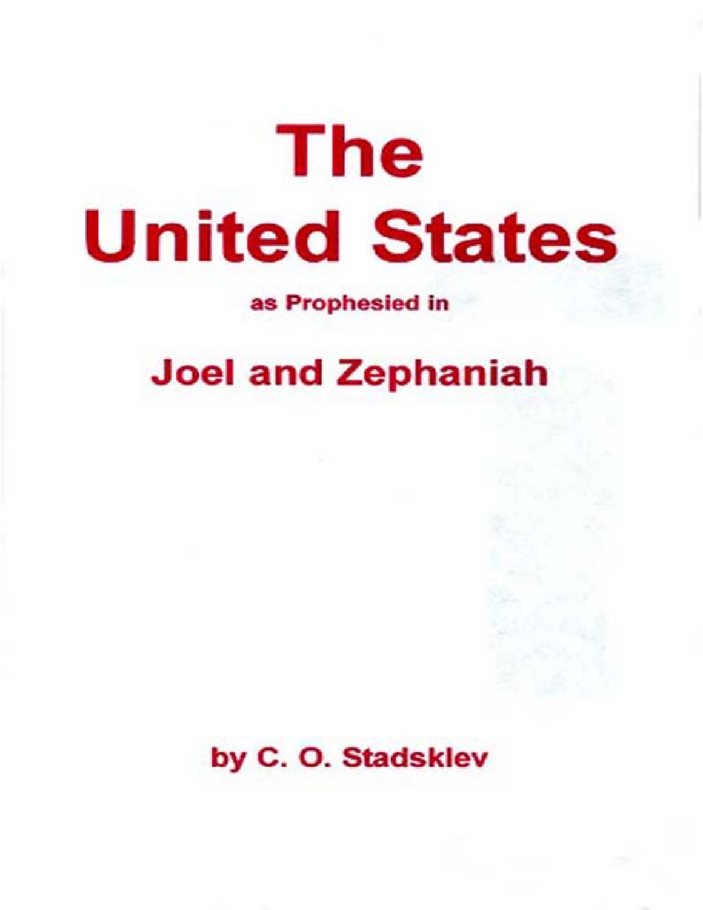# The United States

as Prophesied in

## Joel and Zephaniah

by C. O. Stadsklev